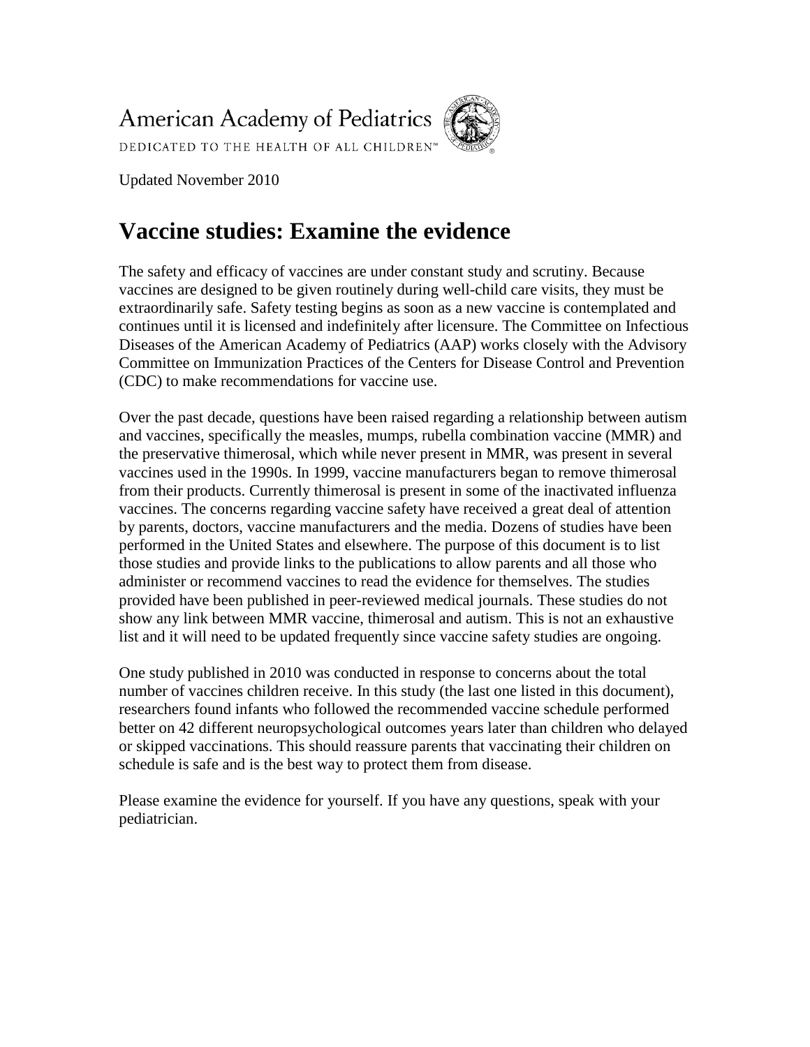American Academy of Pediatrics

DEDICATED TO THE HEALTH OF ALL CHILDREN™

Updated November 2010

# Vaccine studies: Examine the evidence

The safety and efficacy of vaccines are under constant study and scrutiny. Because vaccines are designed to be given routinely during well-child care visits, they must be extraordinarily safe. Safety testing begins as soon as a new vaccine is contemplated and continues until it is licensed and indefinitely after licensure. The Committee on Infectious Diseases of the American Academy of Pediatrics (AAP) works closely with the Advisory Committee on Immunization Practices of the Centers for Disease Control and Prevention (CDC) to make recommendations for vaccine use.

Over the past decade, questions have been raised regarding a relationship between autism and vaccines, specifically the measles, mumps, rubella combination vaccine (MMR) and the preservative thimerosal, which while never present in MMR, was present in several vaccines used in the 1990s. In 1999, vaccine manufacturers began to remove thimerosal from their products. Currently thimerosal is present in some of the inactivated influenza vaccines. The concerns regarding vaccine safety have received a great deal of attention by parents, doctors, vaccine manufacturers and the media. Dozens of studies have been performed in the United States and elsewhere. The purpose of this document is to list those studies and provide links to the publications to allow parents and all those who administer or recommend vaccines to read the evidence for themselves. The studies provided have been published in peer-reviewed medical journals. These studies do not show any link between MMR vaccine, thimerosal and autism. This is not an exhaustive list and it will need to be updated frequently since vaccine safety studies are ongoing.

One study published in 2010 was conducted in response to concerns about the total number of vaccines children receive. In this study (the last one listed in this document), researchers found infants who followed the recommended vaccine schedule performed better on 42 different neuropsychological outcomes years later than children who delayed or skipped vaccinations. This should reassure parents that vaccinating their children on schedule is safe and is the best way to protect them from disease.

Please examine the evidence for yourself. If you have any questions, speak with your pediatrician.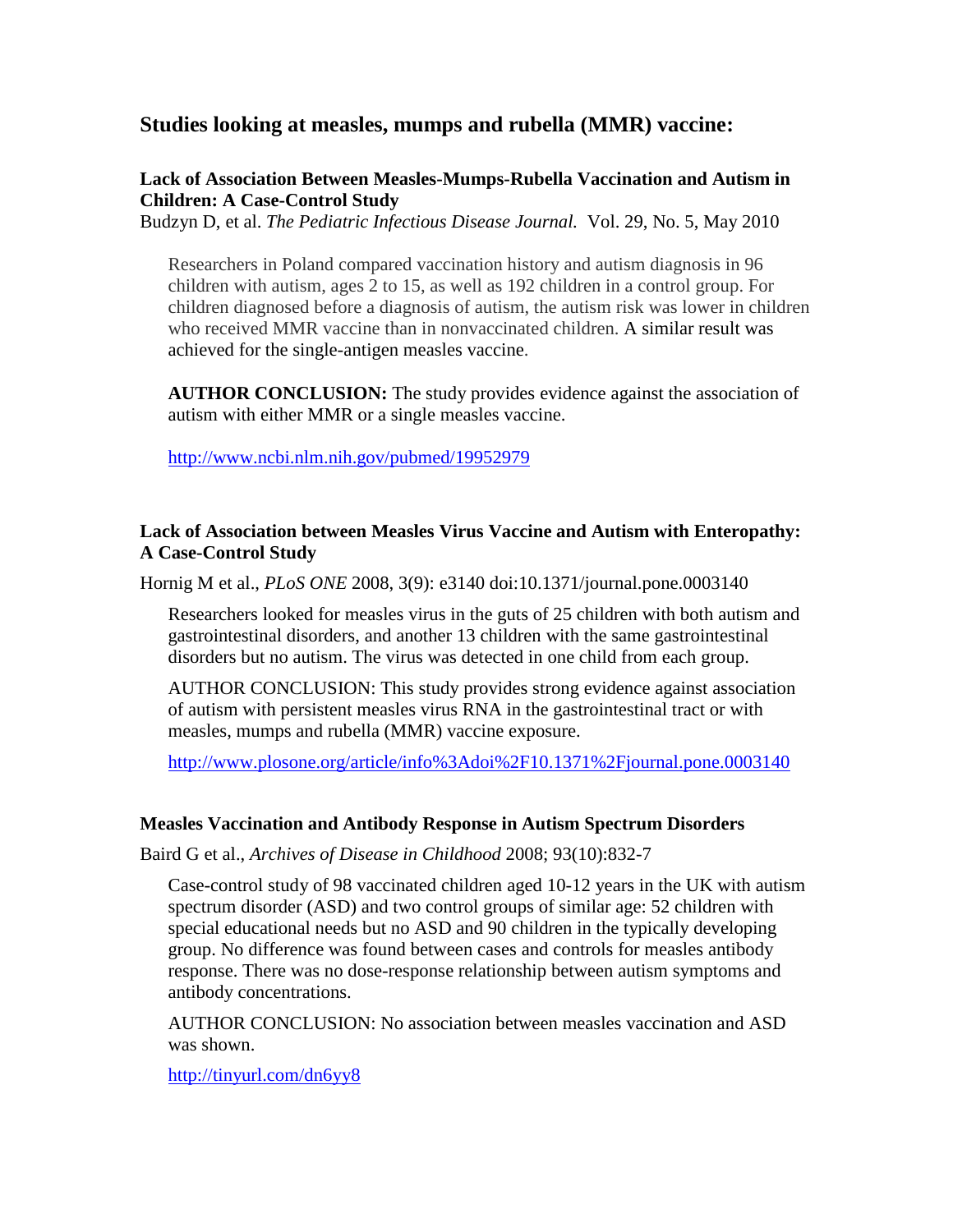## Studies looking at measles, mumps and rubella (MMR) vaccine:

### Lack of Association Between Measles-Mumps-Rubella Vaccination and Autism in Children: A Case-Control Study

Budzyn D, et al. *The Pediatric Infectious Disease Journal.* Vol. 29, No. 5, May 2010

Researchers in Poland compared vaccination history and autism diagnosis in 96 children with autism, ages 2 to 15, as well as 192 children in a control group. For children diagnosed before a diagnosis of autism, the autism risk was lower in children who received MMR vaccine than in nonvaccinated children. A similar result was achieved for the single-antigen measles vaccine.

**AUTHOR CONCLUSION:** The study provides evidence against the association of autism with either MMR or a single measles vaccine.

http://www.ncbi.nlm.nih.gov/pubmed/19952979

### Lack of Association between Measles Virus Vaccine and Autism with Enteropathy: A Case-Control Study

Hornig M et al., *PLoS ONE* 2008, 3(9): e3140 doi:10.1371/journal.pone.0003140

Researchers looked for measles virus in the guts of 25 children with both autism and gastrointestinal disorders, and another 13 children with the same gastrointestinal disorders but no autism. The virus was detected in one child from each group.

AUTHOR CONCLUSION: This study provides strong evidence against association of autism with persistent measles virus RNA in the gastrointestinal tract or with measles, mumps and rubella (MMR) vaccine exposure.

http://www.plosone.org/article/info%3Adoi%2F10.1371%2Fjournal.pone.0003140

### Measles Vaccination and Antibody Response in Autism Spectrum Disorders

Baird G et al., *Archives of Disease in Childhood* 2008; 93(10):832-7

Case-control study of 98 vaccinated children aged 10-12 years in the UK with autism spectrum disorder (ASD) and two control groups of similar age: 52 children with special educational needs but no ASD and 90 children in the typically developing group. No difference was found between cases and controls for measles antibody response. There was no dose-response relationship between autism symptoms and antibody concentrations.

AUTHOR CONCLUSION: No association between measles vaccination and ASD was shown.

http://tinyurl.com/dn6yy8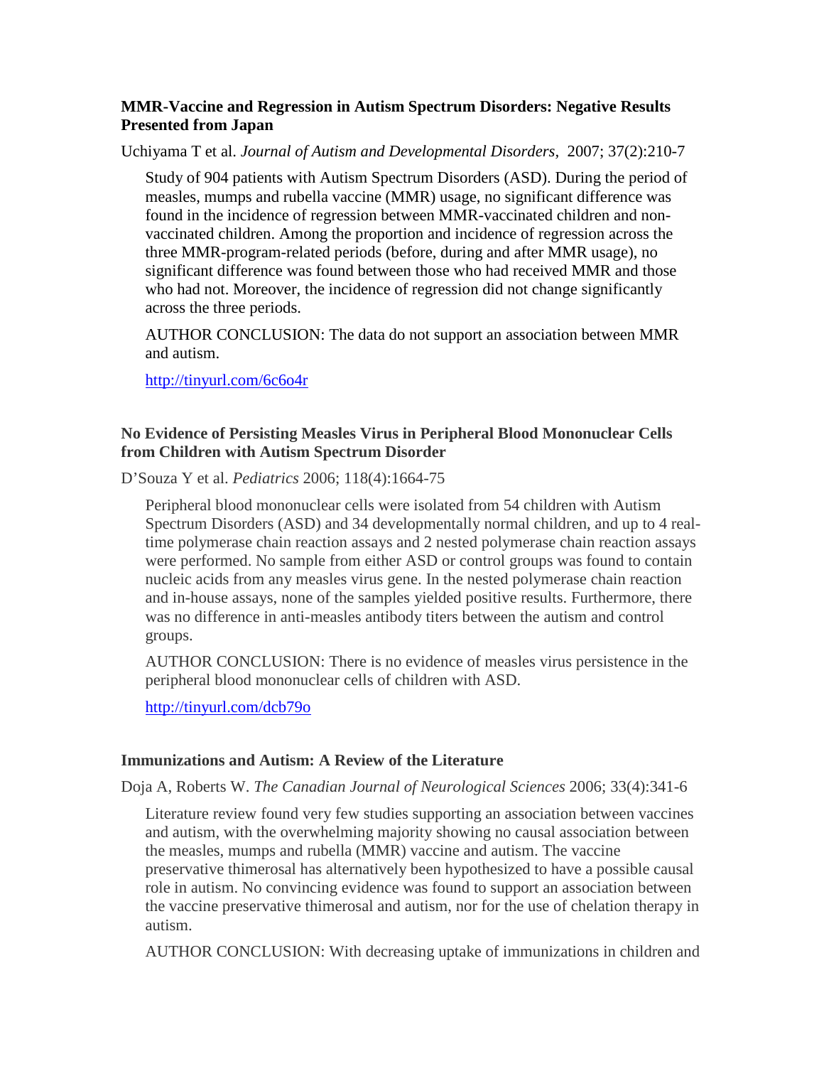**MMR-Vaccine and Regression in Autism Spectrum Disorders: Negative Results Presented from Japan**

Uchiyama T et al. *Journal of Autism and Developmental Disorders*, 2007; 37(2):210-7

> Study of 904 patients with Autism Spectrum Disorders (ASD). During the period of measles, mumps and rubella vaccine (MMR) usage, no significant difference was found in the incidence of regression between MMR-vaccinated children and non-vaccinated children. Among the proportion and incidence of regression across the three MMR-program-related periods (before, during and after MMR usage), no significant difference was found between those who had received MMR and those who had not. Moreover, the incidence of regression did not change significantly across the three periods.
>
> AUTHOR CONCLUSION: The data do not support an association between MMR and autism.
>
> http://tinyurl.com/6c6o4r

**No Evidence of Persisting Measles Virus in Peripheral Blood Mononuclear Cells from Children with Autism Spectrum Disorder**

D'Souza Y et al. *Pediatrics* 2006; 118(4):1664-75

> Peripheral blood mononuclear cells were isolated from 54 children with Autism Spectrum Disorders (ASD) and 34 developmentally normal children, and up to 4 real-time polymerase chain reaction assays and 2 nested polymerase chain reaction assays were performed. No sample from either ASD or control groups was found to contain nucleic acids from any measles virus gene. In the nested polymerase chain reaction and in-house assays, none of the samples yielded positive results. Furthermore, there was no difference in anti-measles antibody titers between the autism and control groups.
>
> AUTHOR CONCLUSION: There is no evidence of measles virus persistence in the peripheral blood mononuclear cells of children with ASD.
>
> http://tinyurl.com/dcb79o

**Immunizations and Autism: A Review of the Literature**

Doja A, Roberts W. *The Canadian Journal of Neurological Sciences* 2006; 33(4):341-6

> Literature review found very few studies supporting an association between vaccines and autism, with the overwhelming majority showing no causal association between the measles, mumps and rubella (MMR) vaccine and autism. The vaccine preservative thimerosal has alternatively been hypothesized to have a possible causal role in autism. No convincing evidence was found to support an association between the vaccine preservative thimerosal and autism, nor for the use of chelation therapy in autism.
>
> AUTHOR CONCLUSION: With decreasing uptake of immunizations in children and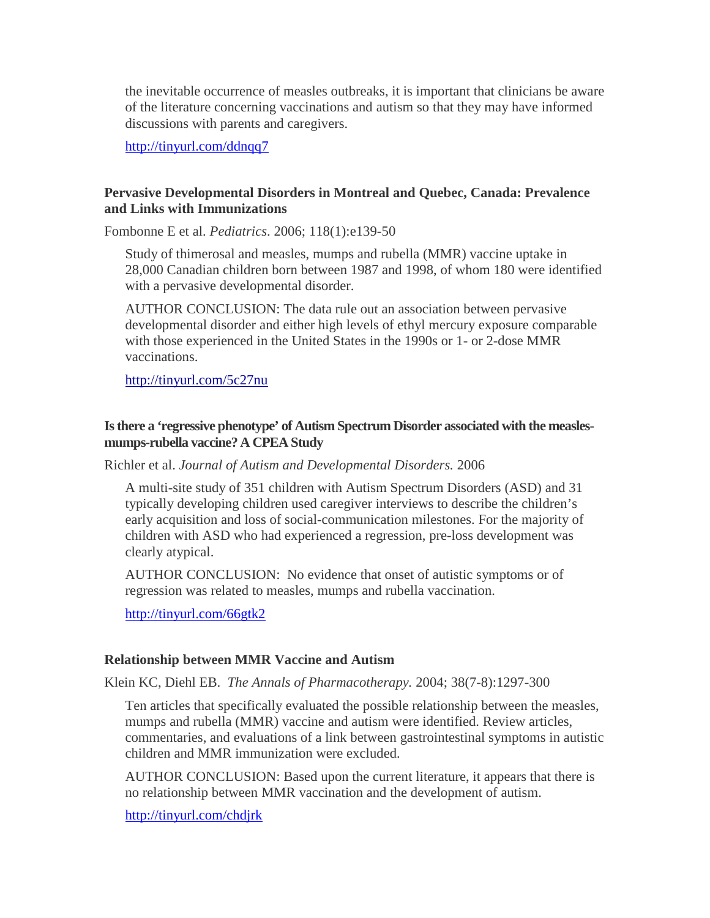the inevitable occurrence of measles outbreaks, it is important that clinicians be aware of the literature concerning vaccinations and autism so that they may have informed discussions with parents and caregivers.

http://tinyurl.com/ddnqq7

**Pervasive Developmental Disorders in Montreal and Quebec, Canada: Prevalence and Links with Immunizations**

Fombonne E et al. *Pediatrics*. 2006; 118(1):e139-50

Study of thimerosal and measles, mumps and rubella (MMR) vaccine uptake in 28,000 Canadian children born between 1987 and 1998, of whom 180 were identified with a pervasive developmental disorder.

AUTHOR CONCLUSION: The data rule out an association between pervasive developmental disorder and either high levels of ethyl mercury exposure comparable with those experienced in the United States in the 1990s or 1- or 2-dose MMR vaccinations.

http://tinyurl.com/5c27nu

**Is there a 'regressive phenotype' of Autism Spectrum Disorder associated with the measles-mumps-rubella vaccine? A CPEA Study**

Richler et al. *Journal of Autism and Developmental Disorders.* 2006

A multi-site study of 351 children with Autism Spectrum Disorders (ASD) and 31 typically developing children used caregiver interviews to describe the children's early acquisition and loss of social-communication milestones. For the majority of children with ASD who had experienced a regression, pre-loss development was clearly atypical.

AUTHOR CONCLUSION: No evidence that onset of autistic symptoms or of regression was related to measles, mumps and rubella vaccination.

http://tinyurl.com/66gtk2

**Relationship between MMR Vaccine and Autism**

Klein KC, Diehl EB. *The Annals of Pharmacotherapy.* 2004; 38(7-8):1297-300

Ten articles that specifically evaluated the possible relationship between the measles, mumps and rubella (MMR) vaccine and autism were identified. Review articles, commentaries, and evaluations of a link between gastrointestinal symptoms in autistic children and MMR immunization were excluded.

AUTHOR CONCLUSION: Based upon the current literature, it appears that there is no relationship between MMR vaccination and the development of autism.

http://tinyurl.com/chdjrk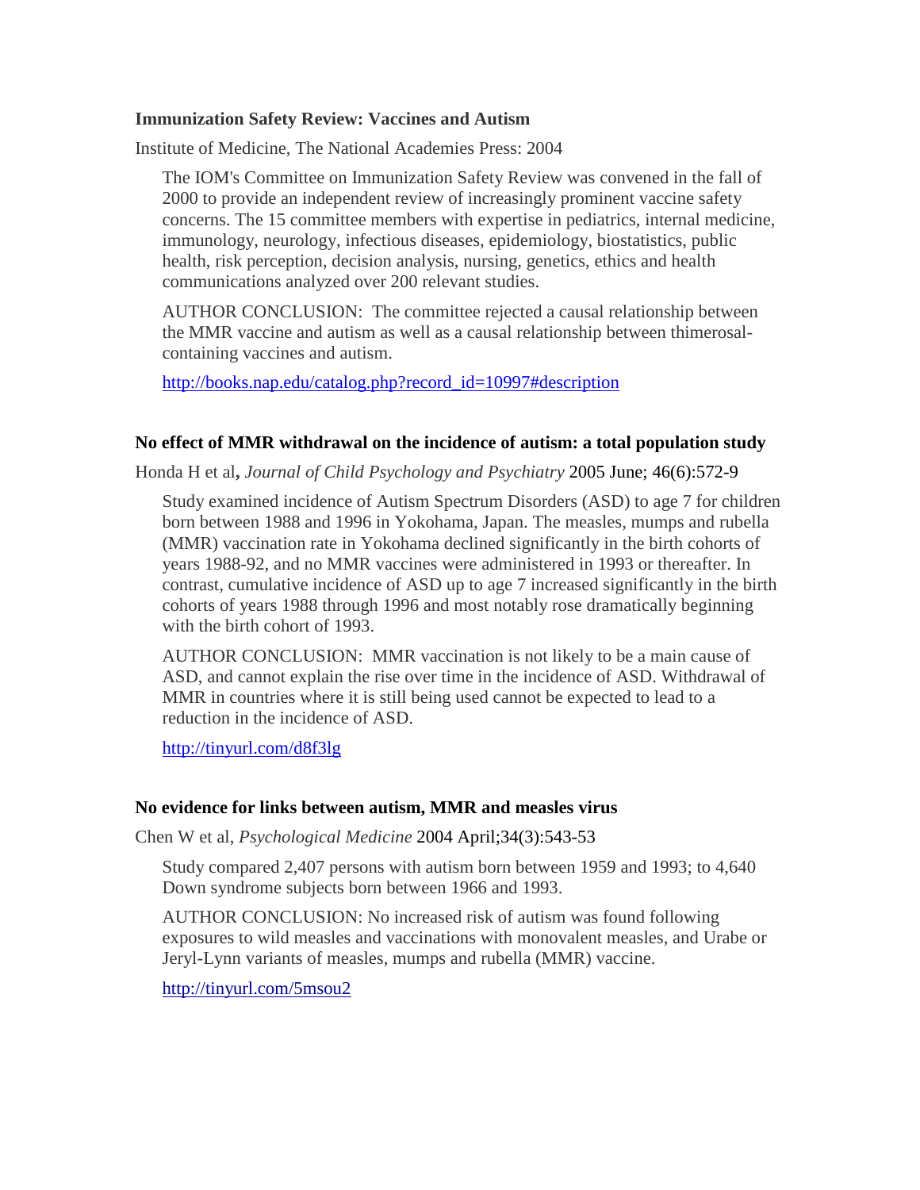**Immunization Safety Review: Vaccines and Autism**

Institute of Medicine, The National Academies Press: 2004

> The IOM's Committee on Immunization Safety Review was convened in the fall of 2000 to provide an independent review of increasingly prominent vaccine safety concerns. The 15 committee members with expertise in pediatrics, internal medicine, immunology, neurology, infectious diseases, epidemiology, biostatistics, public health, risk perception, decision analysis, nursing, genetics, ethics and health communications analyzed over 200 relevant studies.
>
> AUTHOR CONCLUSION: The committee rejected a causal relationship between the MMR vaccine and autism as well as a causal relationship between thimerosal-containing vaccines and autism.
>
> [http://books.nap.edu/catalog.php?record_id=10997#description](http://books.nap.edu/catalog.php?record_id=10997#description)

**No effect of MMR withdrawal on the incidence of autism: a total population study**

Honda H et al**,** *Journal of Child Psychology and Psychiatry* 2005 June; 46(6):572-9

> Study examined incidence of Autism Spectrum Disorders (ASD) to age 7 for children born between 1988 and 1996 in Yokohama, Japan. The measles, mumps and rubella (MMR) vaccination rate in Yokohama declined significantly in the birth cohorts of years 1988-92, and no MMR vaccines were administered in 1993 or thereafter. In contrast, cumulative incidence of ASD up to age 7 increased significantly in the birth cohorts of years 1988 through 1996 and most notably rose dramatically beginning with the birth cohort of 1993.
>
> AUTHOR CONCLUSION: MMR vaccination is not likely to be a main cause of ASD, and cannot explain the rise over time in the incidence of ASD. Withdrawal of MMR in countries where it is still being used cannot be expected to lead to a reduction in the incidence of ASD.
>
> [http://tinyurl.com/d8f3lg](http://tinyurl.com/d8f3lg)

**No evidence for links between autism, MMR and measles virus**

Chen W et al, *Psychological Medicine* 2004 April;34(3):543-53

> Study compared 2,407 persons with autism born between 1959 and 1993; to 4,640 Down syndrome subjects born between 1966 and 1993.
>
> AUTHOR CONCLUSION: No increased risk of autism was found following exposures to wild measles and vaccinations with monovalent measles, and Urabe or Jeryl-Lynn variants of measles, mumps and rubella (MMR) vaccine.
>
> [http://tinyurl.com/5msou2](http://tinyurl.com/5msou2)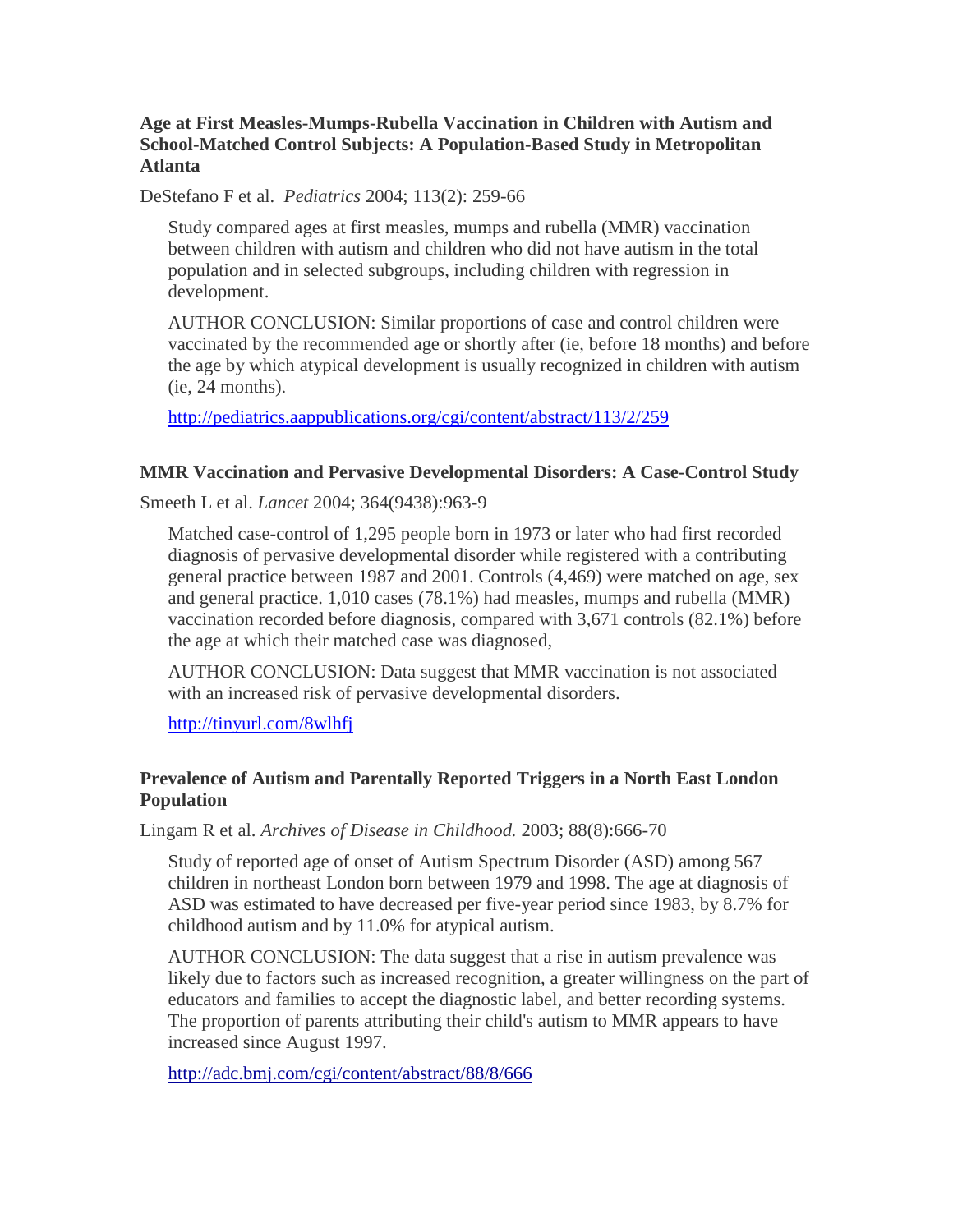**Age at First Measles-Mumps-Rubella Vaccination in Children with Autism and School-Matched Control Subjects: A Population-Based Study in Metropolitan Atlanta**

DeStefano F et al. *Pediatrics* 2004; 113(2): 259-66

> Study compared ages at first measles, mumps and rubella (MMR) vaccination between children with autism and children who did not have autism in the total population and in selected subgroups, including children with regression in development.
>
> AUTHOR CONCLUSION: Similar proportions of case and control children were vaccinated by the recommended age or shortly after (ie, before 18 months) and before the age by which atypical development is usually recognized in children with autism (ie, 24 months).
>
> http://pediatrics.aappublications.org/cgi/content/abstract/113/2/259

**MMR Vaccination and Pervasive Developmental Disorders: A Case-Control Study**

Smeeth L et al. *Lancet* 2004; 364(9438):963-9

> Matched case-control of 1,295 people born in 1973 or later who had first recorded diagnosis of pervasive developmental disorder while registered with a contributing general practice between 1987 and 2001. Controls (4,469) were matched on age, sex and general practice. 1,010 cases (78.1%) had measles, mumps and rubella (MMR) vaccination recorded before diagnosis, compared with 3,671 controls (82.1%) before the age at which their matched case was diagnosed,
>
> AUTHOR CONCLUSION: Data suggest that MMR vaccination is not associated with an increased risk of pervasive developmental disorders.
>
> http://tinyurl.com/8wlhfj

**Prevalence of Autism and Parentally Reported Triggers in a North East London Population**

Lingam R et al. *Archives of Disease in Childhood.* 2003; 88(8):666-70

> Study of reported age of onset of Autism Spectrum Disorder (ASD) among 567 children in northeast London born between 1979 and 1998. The age at diagnosis of ASD was estimated to have decreased per five-year period since 1983, by 8.7% for childhood autism and by 11.0% for atypical autism.
>
> AUTHOR CONCLUSION: The data suggest that a rise in autism prevalence was likely due to factors such as increased recognition, a greater willingness on the part of educators and families to accept the diagnostic label, and better recording systems. The proportion of parents attributing their child's autism to MMR appears to have increased since August 1997.
>
> http://adc.bmj.com/cgi/content/abstract/88/8/666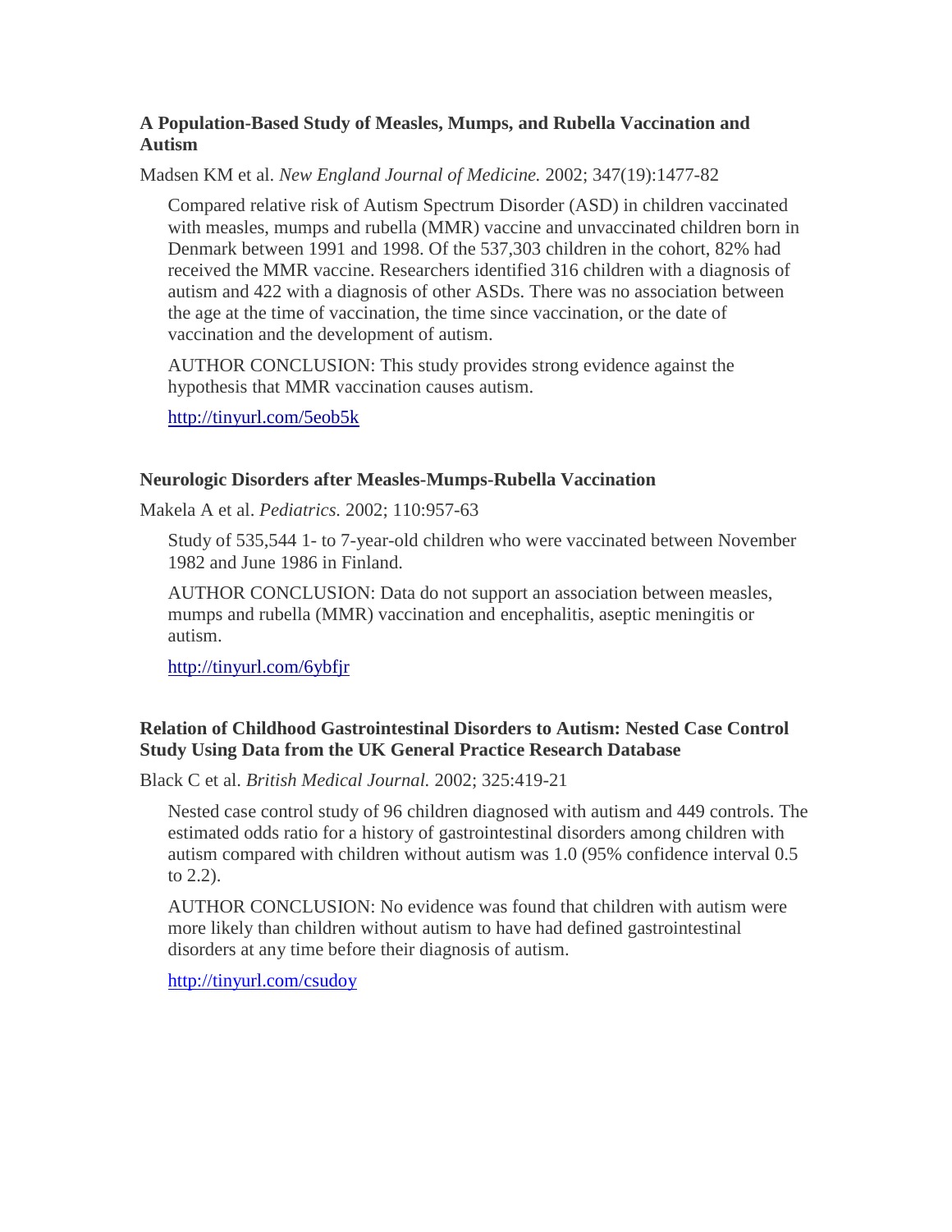### A Population-Based Study of Measles, Mumps, and Rubella Vaccination and Autism

Madsen KM et al. *New England Journal of Medicine.* 2002; 347(19):1477-82

> Compared relative risk of Autism Spectrum Disorder (ASD) in children vaccinated with measles, mumps and rubella (MMR) vaccine and unvaccinated children born in Denmark between 1991 and 1998. Of the 537,303 children in the cohort, 82% had received the MMR vaccine. Researchers identified 316 children with a diagnosis of autism and 422 with a diagnosis of other ASDs. There was no association between the age at the time of vaccination, the time since vaccination, or the date of vaccination and the development of autism.
>
> AUTHOR CONCLUSION: This study provides strong evidence against the hypothesis that MMR vaccination causes autism.
>
> http://tinyurl.com/5eob5k

### Neurologic Disorders after Measles-Mumps-Rubella Vaccination

Makela A et al. *Pediatrics.* 2002; 110:957-63

> Study of 535,544 1- to 7-year-old children who were vaccinated between November 1982 and June 1986 in Finland.
>
> AUTHOR CONCLUSION: Data do not support an association between measles, mumps and rubella (MMR) vaccination and encephalitis, aseptic meningitis or autism.
>
> http://tinyurl.com/6ybfjr

### Relation of Childhood Gastrointestinal Disorders to Autism: Nested Case Control Study Using Data from the UK General Practice Research Database

Black C et al. *British Medical Journal.* 2002; 325:419-21

> Nested case control study of 96 children diagnosed with autism and 449 controls. The estimated odds ratio for a history of gastrointestinal disorders among children with autism compared with children without autism was 1.0 (95% confidence interval 0.5 to 2.2).
>
> AUTHOR CONCLUSION: No evidence was found that children with autism were more likely than children without autism to have had defined gastrointestinal disorders at any time before their diagnosis of autism.
>
> http://tinyurl.com/csudoy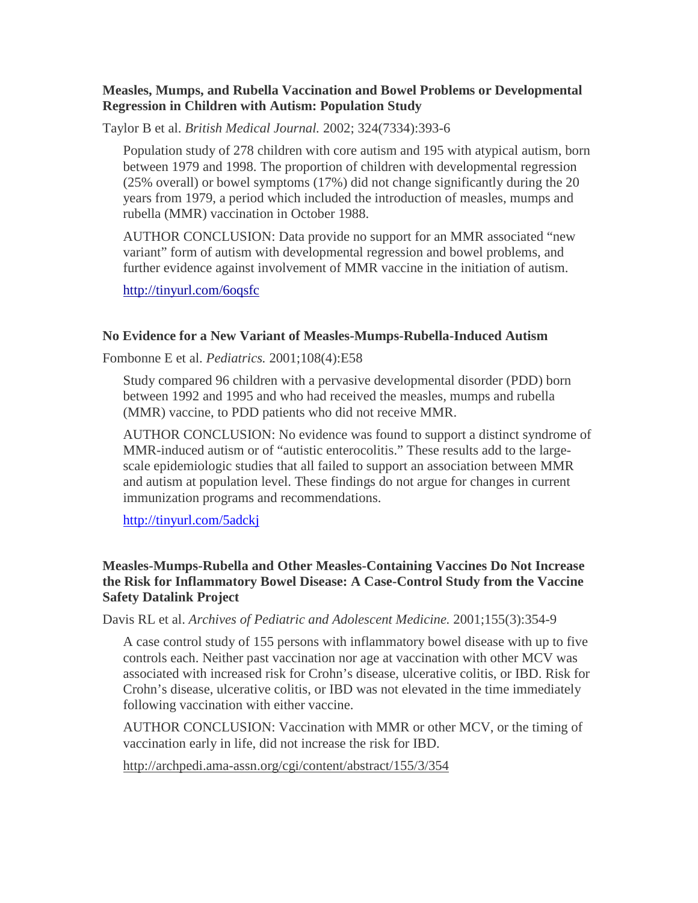**Measles, Mumps, and Rubella Vaccination and Bowel Problems or Developmental Regression in Children with Autism: Population Study**

Taylor B et al. *British Medical Journal.* 2002; 324(7334):393-6

> Population study of 278 children with core autism and 195 with atypical autism, born between 1979 and 1998. The proportion of children with developmental regression (25% overall) or bowel symptoms (17%) did not change significantly during the 20 years from 1979, a period which included the introduction of measles, mumps and rubella (MMR) vaccination in October 1988.
>
> AUTHOR CONCLUSION: Data provide no support for an MMR associated "new variant" form of autism with developmental regression and bowel problems, and further evidence against involvement of MMR vaccine in the initiation of autism.
>
> http://tinyurl.com/6oqsfc

**No Evidence for a New Variant of Measles-Mumps-Rubella-Induced Autism**

Fombonne E et al. *Pediatrics.* 2001;108(4):E58

> Study compared 96 children with a pervasive developmental disorder (PDD) born between 1992 and 1995 and who had received the measles, mumps and rubella (MMR) vaccine, to PDD patients who did not receive MMR.
>
> AUTHOR CONCLUSION: No evidence was found to support a distinct syndrome of MMR-induced autism or of "autistic enterocolitis." These results add to the large-scale epidemiologic studies that all failed to support an association between MMR and autism at population level. These findings do not argue for changes in current immunization programs and recommendations.
>
> http://tinyurl.com/5adckj

**Measles-Mumps-Rubella and Other Measles-Containing Vaccines Do Not Increase the Risk for Inflammatory Bowel Disease: A Case-Control Study from the Vaccine Safety Datalink Project**

Davis RL et al. *Archives of Pediatric and Adolescent Medicine.* 2001;155(3):354-9

> A case control study of 155 persons with inflammatory bowel disease with up to five controls each. Neither past vaccination nor age at vaccination with other MCV was associated with increased risk for Crohn's disease, ulcerative colitis, or IBD. Risk for Crohn's disease, ulcerative colitis, or IBD was not elevated in the time immediately following vaccination with either vaccine.
>
> AUTHOR CONCLUSION: Vaccination with MMR or other MCV, or the timing of vaccination early in life, did not increase the risk for IBD.
>
> http://archpedi.ama-assn.org/cgi/content/abstract/155/3/354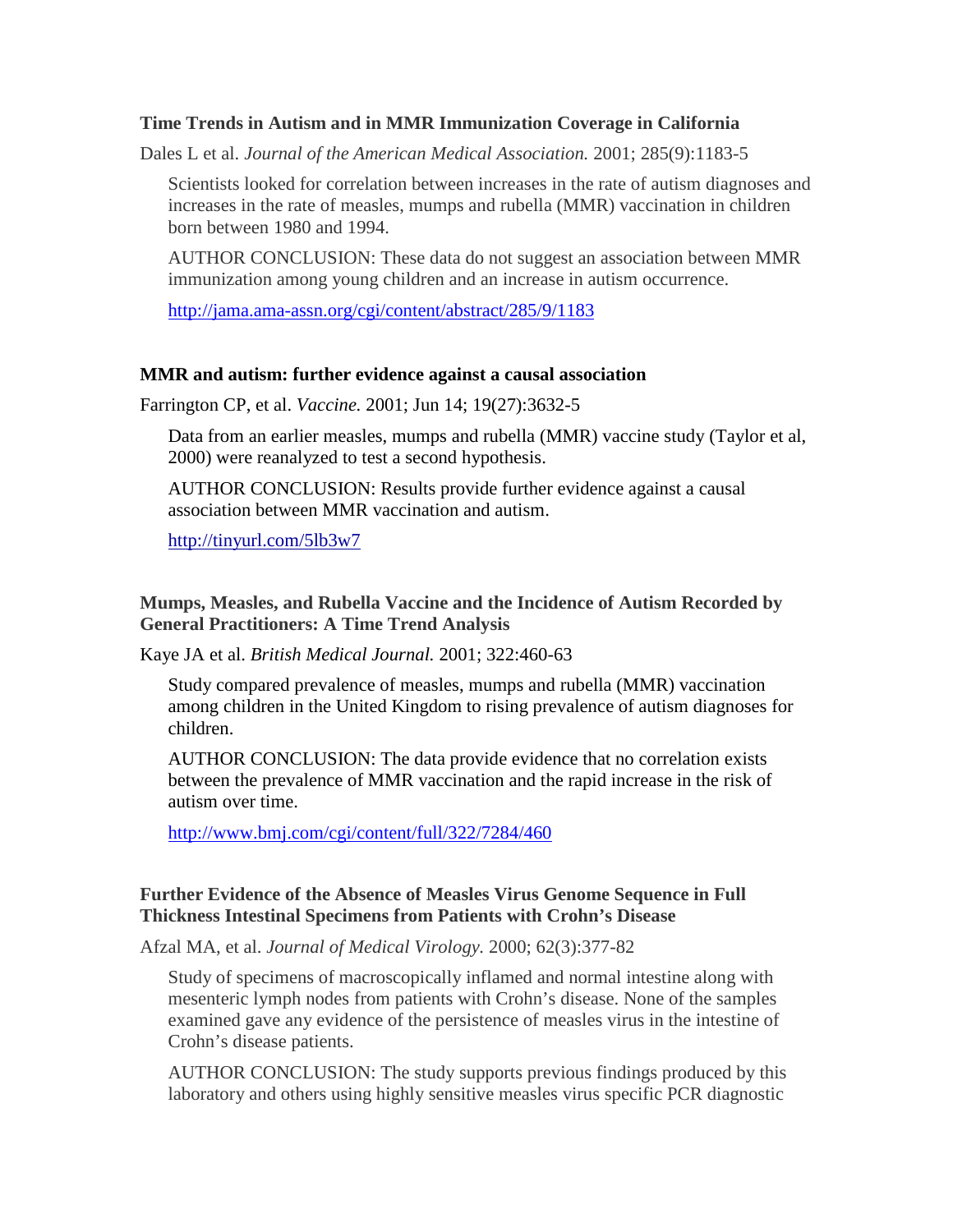**Time Trends in Autism and in MMR Immunization Coverage in California**

Dales L et al. *Journal of the American Medical Association.* 2001; 285(9):1183-5

Scientists looked for correlation between increases in the rate of autism diagnoses and increases in the rate of measles, mumps and rubella (MMR) vaccination in children born between 1980 and 1994.

AUTHOR CONCLUSION: These data do not suggest an association between MMR immunization among young children and an increase in autism occurrence.

http://jama.ama-assn.org/cgi/content/abstract/285/9/1183

**MMR and autism: further evidence against a causal association**

Farrington CP, et al. *Vaccine.* 2001; Jun 14; 19(27):3632-5

Data from an earlier measles, mumps and rubella (MMR) vaccine study (Taylor et al, 2000) were reanalyzed to test a second hypothesis.

AUTHOR CONCLUSION: Results provide further evidence against a causal association between MMR vaccination and autism.

http://tinyurl.com/5lb3w7

**Mumps, Measles, and Rubella Vaccine and the Incidence of Autism Recorded by General Practitioners: A Time Trend Analysis**

Kaye JA et al. *British Medical Journal.* 2001; 322:460-63

Study compared prevalence of measles, mumps and rubella (MMR) vaccination among children in the United Kingdom to rising prevalence of autism diagnoses for children.

AUTHOR CONCLUSION: The data provide evidence that no correlation exists between the prevalence of MMR vaccination and the rapid increase in the risk of autism over time.

http://www.bmj.com/cgi/content/full/322/7284/460

**Further Evidence of the Absence of Measles Virus Genome Sequence in Full Thickness Intestinal Specimens from Patients with Crohn's Disease**

Afzal MA, et al. *Journal of Medical Virology.* 2000; 62(3):377-82

Study of specimens of macroscopically inflamed and normal intestine along with mesenteric lymph nodes from patients with Crohn's disease. None of the samples examined gave any evidence of the persistence of measles virus in the intestine of Crohn's disease patients.

AUTHOR CONCLUSION: The study supports previous findings produced by this laboratory and others using highly sensitive measles virus specific PCR diagnostic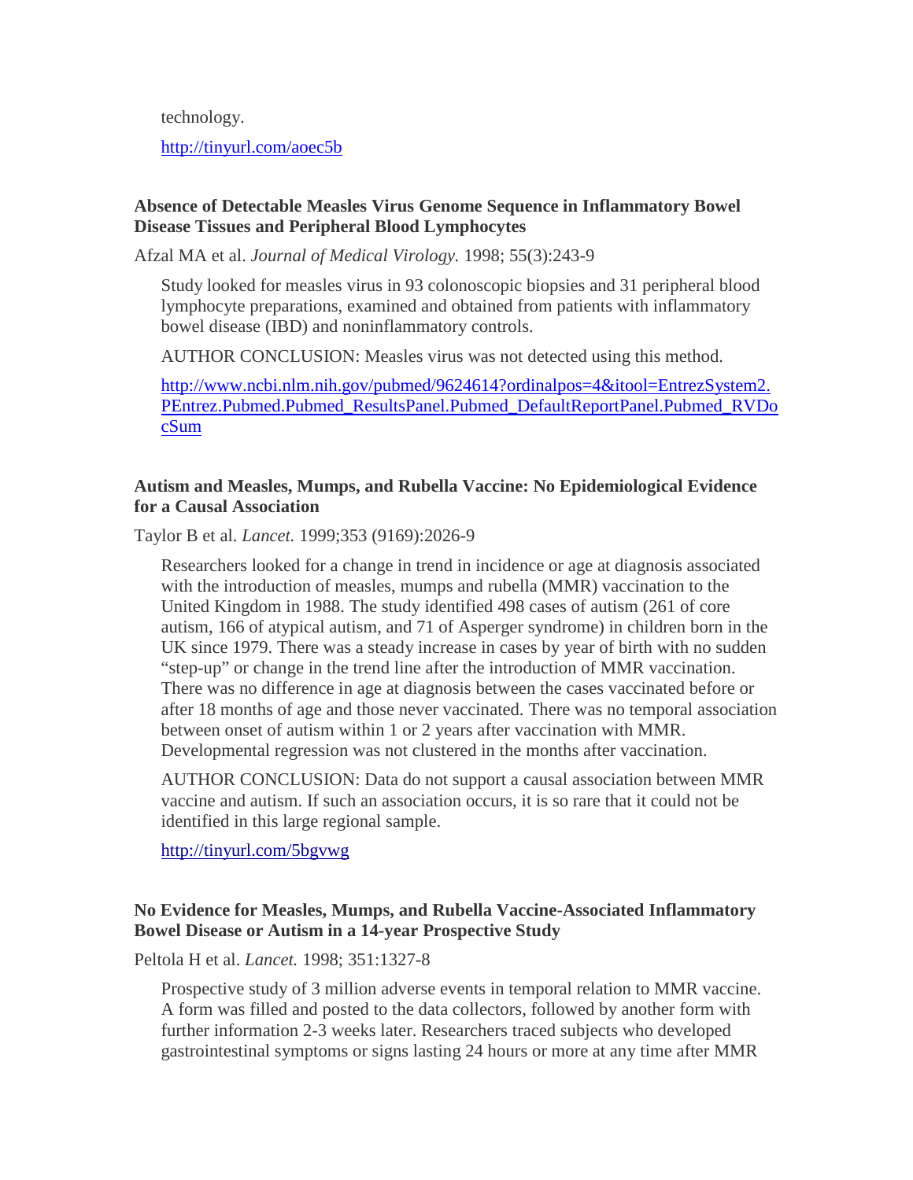technology.

http://tinyurl.com/aoec5b

**Absence of Detectable Measles Virus Genome Sequence in Inflammatory Bowel Disease Tissues and Peripheral Blood Lymphocytes**

Afzal MA et al. *Journal of Medical Virology.* 1998; 55(3):243-9

Study looked for measles virus in 93 colonoscopic biopsies and 31 peripheral blood lymphocyte preparations, examined and obtained from patients with inflammatory bowel disease (IBD) and noninflammatory controls.

AUTHOR CONCLUSION: Measles virus was not detected using this method.

http://www.ncbi.nlm.nih.gov/pubmed/9624614?ordinalpos=4&itool=EntrezSystem2.PEntrez.Pubmed.Pubmed_ResultsPanel.Pubmed_DefaultReportPanel.Pubmed_RVDocSum

**Autism and Measles, Mumps, and Rubella Vaccine: No Epidemiological Evidence for a Causal Association**

Taylor B et al. *Lancet.* 1999;353 (9169):2026-9

Researchers looked for a change in trend in incidence or age at diagnosis associated with the introduction of measles, mumps and rubella (MMR) vaccination to the United Kingdom in 1988. The study identified 498 cases of autism (261 of core autism, 166 of atypical autism, and 71 of Asperger syndrome) in children born in the UK since 1979. There was a steady increase in cases by year of birth with no sudden "step-up" or change in the trend line after the introduction of MMR vaccination. There was no difference in age at diagnosis between the cases vaccinated before or after 18 months of age and those never vaccinated. There was no temporal association between onset of autism within 1 or 2 years after vaccination with MMR. Developmental regression was not clustered in the months after vaccination.

AUTHOR CONCLUSION: Data do not support a causal association between MMR vaccine and autism. If such an association occurs, it is so rare that it could not be identified in this large regional sample.

http://tinyurl.com/5bgvwg

**No Evidence for Measles, Mumps, and Rubella Vaccine-Associated Inflammatory Bowel Disease or Autism in a 14-year Prospective Study**

Peltola H et al. *Lancet.* 1998; 351:1327-8

Prospective study of 3 million adverse events in temporal relation to MMR vaccine. A form was filled and posted to the data collectors, followed by another form with further information 2-3 weeks later. Researchers traced subjects who developed gastrointestinal symptoms or signs lasting 24 hours or more at any time after MMR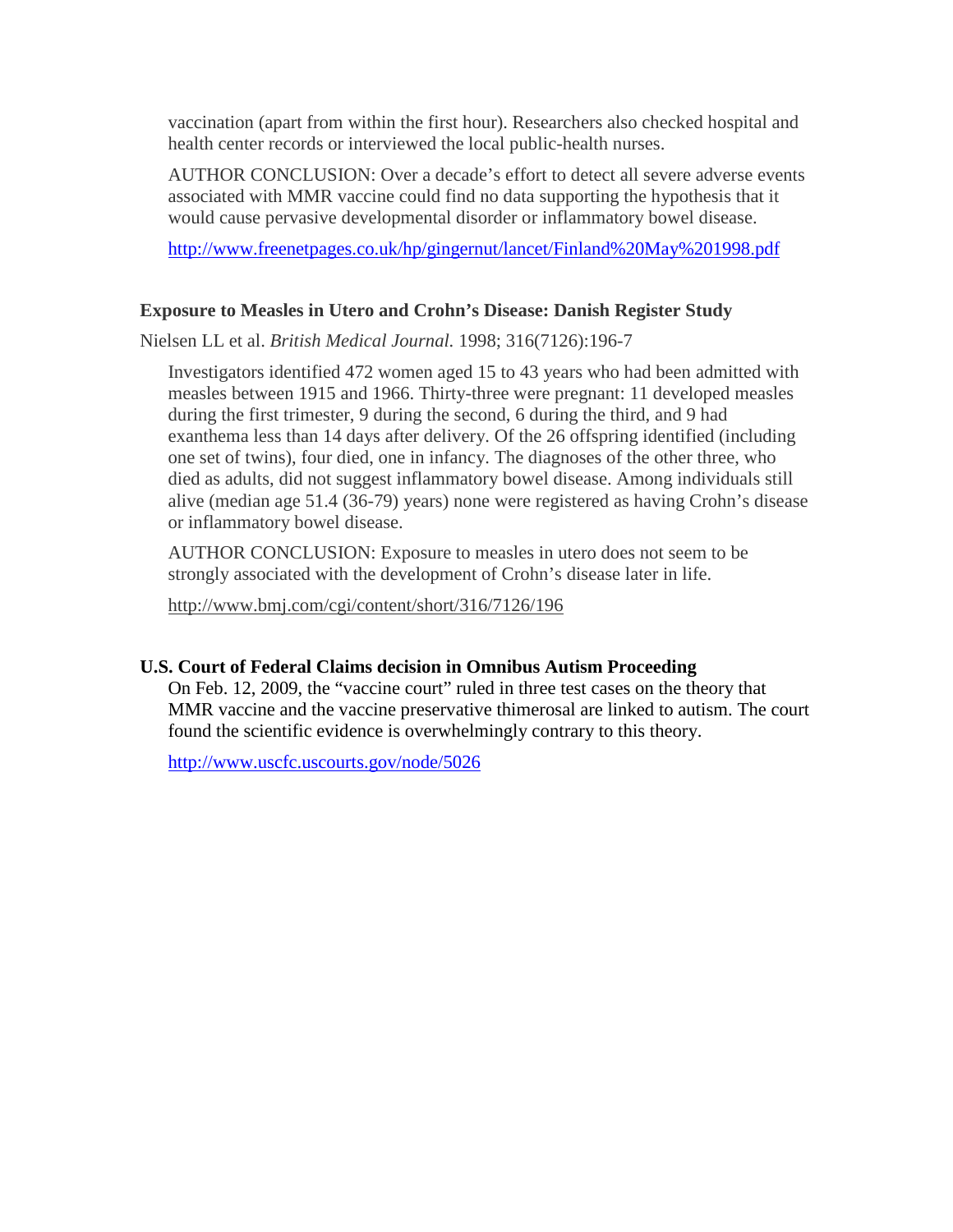vaccination (apart from within the first hour). Researchers also checked hospital and health center records or interviewed the local public-health nurses.

AUTHOR CONCLUSION: Over a decade's effort to detect all severe adverse events associated with MMR vaccine could find no data supporting the hypothesis that it would cause pervasive developmental disorder or inflammatory bowel disease.

http://www.freenetpages.co.uk/hp/gingernut/lancet/Finland%20May%201998.pdf

**Exposure to Measles in Utero and Crohn's Disease: Danish Register Study**

Nielsen LL et al. *British Medical Journal.* 1998; 316(7126):196-7

Investigators identified 472 women aged 15 to 43 years who had been admitted with measles between 1915 and 1966. Thirty-three were pregnant: 11 developed measles during the first trimester, 9 during the second, 6 during the third, and 9 had exanthema less than 14 days after delivery. Of the 26 offspring identified (including one set of twins), four died, one in infancy. The diagnoses of the other three, who died as adults, did not suggest inflammatory bowel disease. Among individuals still alive (median age 51.4 (36-79) years) none were registered as having Crohn's disease or inflammatory bowel disease.

AUTHOR CONCLUSION: Exposure to measles in utero does not seem to be strongly associated with the development of Crohn's disease later in life.

http://www.bmj.com/cgi/content/short/316/7126/196

**U.S. Court of Federal Claims decision in Omnibus Autism Proceeding**

On Feb. 12, 2009, the "vaccine court" ruled in three test cases on the theory that MMR vaccine and the vaccine preservative thimerosal are linked to autism. The court found the scientific evidence is overwhelmingly contrary to this theory.

http://www.uscfc.uscourts.gov/node/5026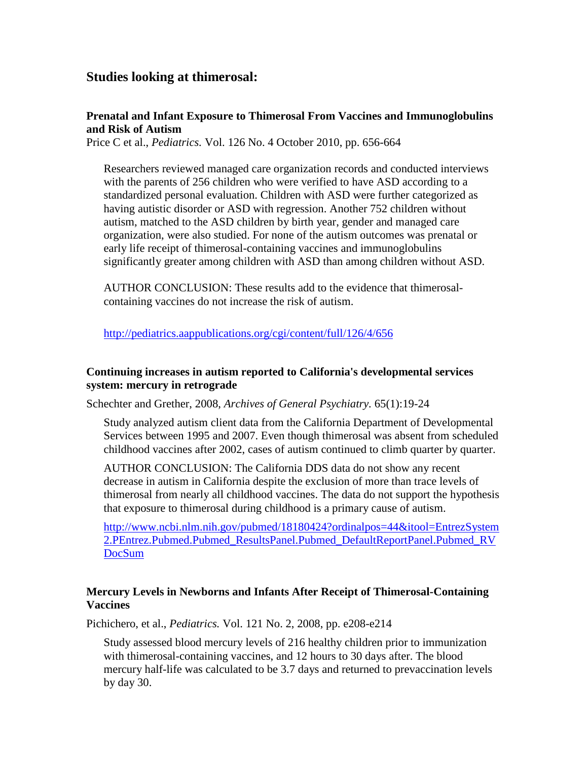## Studies looking at thimerosal:

**Prenatal and Infant Exposure to Thimerosal From Vaccines and Immunoglobulins and Risk of Autism**
Price C et al., *Pediatrics.* Vol. 126 No. 4 October 2010, pp. 656-664

> Researchers reviewed managed care organization records and conducted interviews with the parents of 256 children who were verified to have ASD according to a standardized personal evaluation. Children with ASD were further categorized as having autistic disorder or ASD with regression. Another 752 children without autism, matched to the ASD children by birth year, gender and managed care organization, were also studied. For none of the autism outcomes was prenatal or early life receipt of thimerosal-containing vaccines and immunoglobulins significantly greater among children with ASD than among children without ASD.
>
> AUTHOR CONCLUSION: These results add to the evidence that thimerosal-containing vaccines do not increase the risk of autism.
>
> http://pediatrics.aappublications.org/cgi/content/full/126/4/656

**Continuing increases in autism reported to California's developmental services system: mercury in retrograde**

Schechter and Grether, 2008, *Archives of General Psychiatry.* 65(1):19-24

> Study analyzed autism client data from the California Department of Developmental Services between 1995 and 2007. Even though thimerosal was absent from scheduled childhood vaccines after 2002, cases of autism continued to climb quarter by quarter.
>
> AUTHOR CONCLUSION: The California DDS data do not show any recent decrease in autism in California despite the exclusion of more than trace levels of thimerosal from nearly all childhood vaccines. The data do not support the hypothesis that exposure to thimerosal during childhood is a primary cause of autism.
>
> http://www.ncbi.nlm.nih.gov/pubmed/18180424?ordinalpos=44&itool=EntrezSystem2.PEntrez.Pubmed.Pubmed_ResultsPanel.Pubmed_DefaultReportPanel.Pubmed_RVDocSum

**Mercury Levels in Newborns and Infants After Receipt of Thimerosal-Containing Vaccines**

Pichichero, et al., *Pediatrics.* Vol. 121 No. 2, 2008, pp. e208-e214

> Study assessed blood mercury levels of 216 healthy children prior to immunization with thimerosal-containing vaccines, and 12 hours to 30 days after. The blood mercury half-life was calculated to be 3.7 days and returned to prevaccination levels by day 30.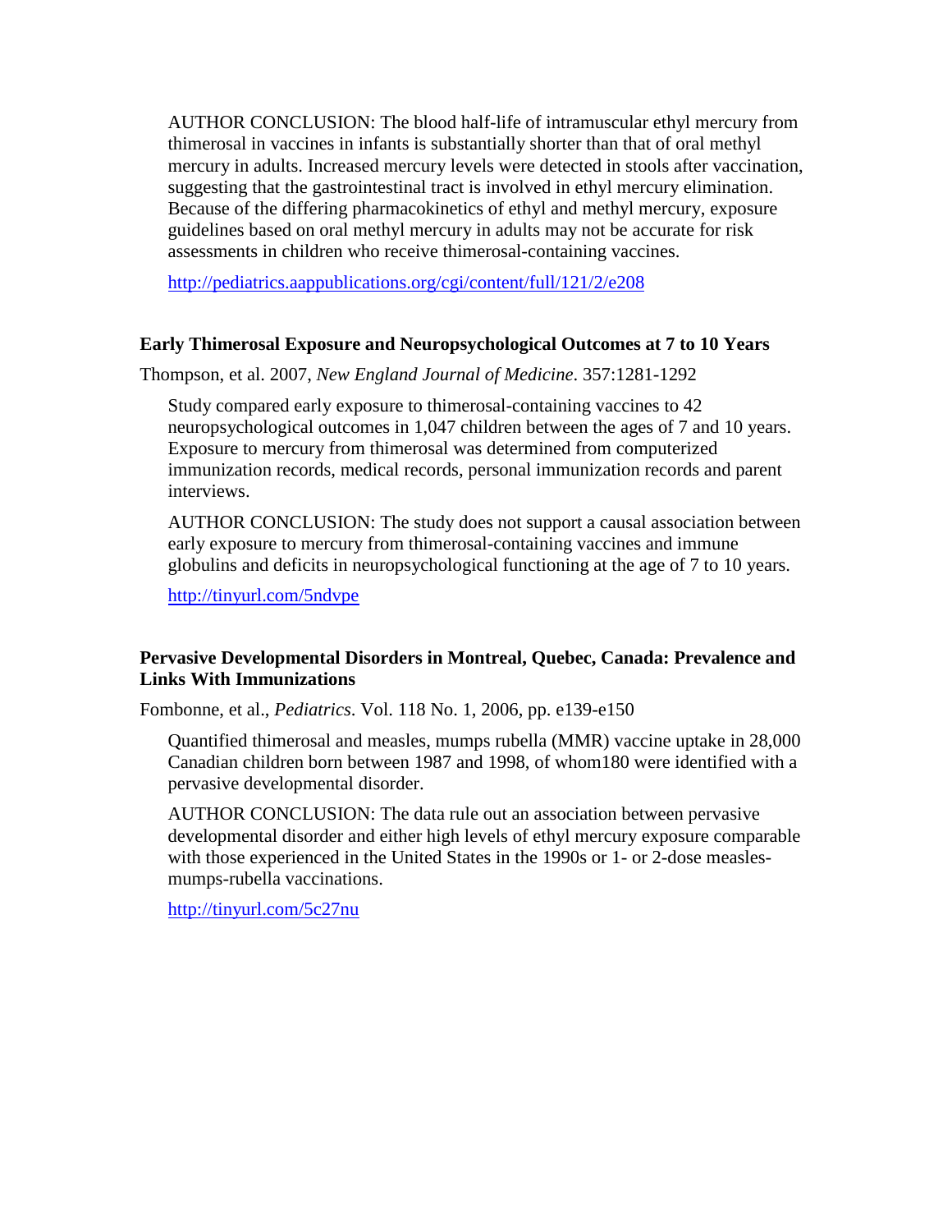AUTHOR CONCLUSION: The blood half-life of intramuscular ethyl mercury from thimerosal in vaccines in infants is substantially shorter than that of oral methyl mercury in adults. Increased mercury levels were detected in stools after vaccination, suggesting that the gastrointestinal tract is involved in ethyl mercury elimination. Because of the differing pharmacokinetics of ethyl and methyl mercury, exposure guidelines based on oral methyl mercury in adults may not be accurate for risk assessments in children who receive thimerosal-containing vaccines.

http://pediatrics.aappublications.org/cgi/content/full/121/2/e208

### Early Thimerosal Exposure and Neuropsychological Outcomes at 7 to 10 Years

Thompson, et al. 2007, *New England Journal of Medicine*. 357:1281-1292

Study compared early exposure to thimerosal-containing vaccines to 42 neuropsychological outcomes in 1,047 children between the ages of 7 and 10 years. Exposure to mercury from thimerosal was determined from computerized immunization records, medical records, personal immunization records and parent interviews.

AUTHOR CONCLUSION: The study does not support a causal association between early exposure to mercury from thimerosal-containing vaccines and immune globulins and deficits in neuropsychological functioning at the age of 7 to 10 years.

http://tinyurl.com/5ndvpe

### Pervasive Developmental Disorders in Montreal, Quebec, Canada: Prevalence and Links With Immunizations

Fombonne, et al., *Pediatrics*. Vol. 118 No. 1, 2006, pp. e139-e150

Quantified thimerosal and measles, mumps rubella (MMR) vaccine uptake in 28,000 Canadian children born between 1987 and 1998, of whom180 were identified with a pervasive developmental disorder.

AUTHOR CONCLUSION: The data rule out an association between pervasive developmental disorder and either high levels of ethyl mercury exposure comparable with those experienced in the United States in the 1990s or 1- or 2-dose measles-mumps-rubella vaccinations.

http://tinyurl.com/5c27nu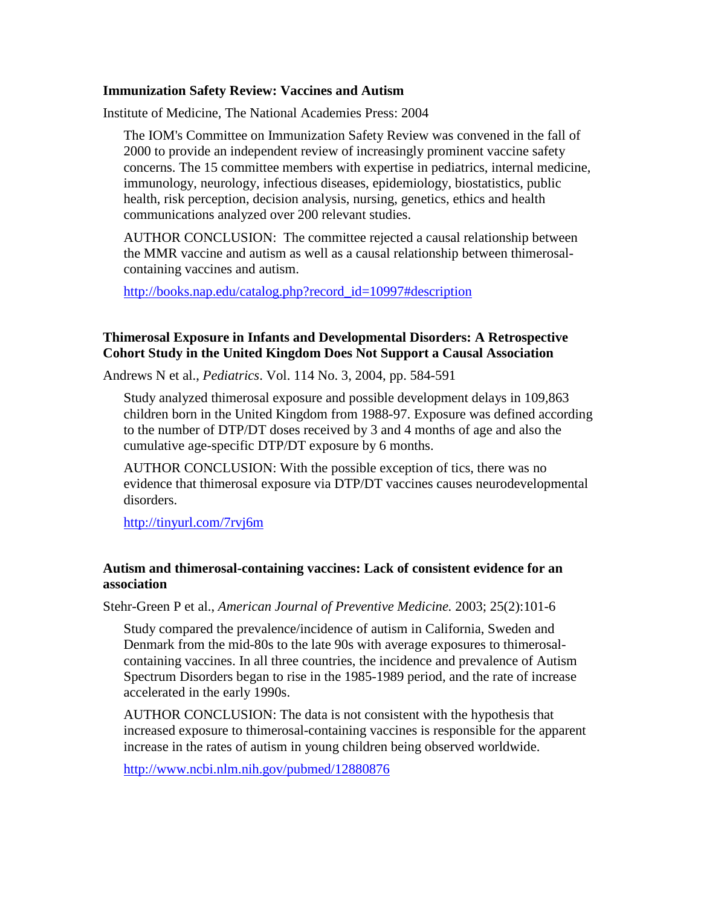**Immunization Safety Review: Vaccines and Autism**

Institute of Medicine, The National Academies Press: 2004

> The IOM's Committee on Immunization Safety Review was convened in the fall of 2000 to provide an independent review of increasingly prominent vaccine safety concerns. The 15 committee members with expertise in pediatrics, internal medicine, immunology, neurology, infectious diseases, epidemiology, biostatistics, public health, risk perception, decision analysis, nursing, genetics, ethics and health communications analyzed over 200 relevant studies.
>
> AUTHOR CONCLUSION: The committee rejected a causal relationship between the MMR vaccine and autism as well as a causal relationship between thimerosal-containing vaccines and autism.
>
> http://books.nap.edu/catalog.php?record_id=10997#description

**Thimerosal Exposure in Infants and Developmental Disorders: A Retrospective Cohort Study in the United Kingdom Does Not Support a Causal Association**

Andrews N et al., *Pediatrics*. Vol. 114 No. 3, 2004, pp. 584-591

> Study analyzed thimerosal exposure and possible development delays in 109,863 children born in the United Kingdom from 1988-97. Exposure was defined according to the number of DTP/DT doses received by 3 and 4 months of age and also the cumulative age-specific DTP/DT exposure by 6 months.
>
> AUTHOR CONCLUSION: With the possible exception of tics, there was no evidence that thimerosal exposure via DTP/DT vaccines causes neurodevelopmental disorders.
>
> http://tinyurl.com/7rvj6m

**Autism and thimerosal-containing vaccines: Lack of consistent evidence for an association**

Stehr-Green P et al., *American Journal of Preventive Medicine.* 2003; 25(2):101-6

> Study compared the prevalence/incidence of autism in California, Sweden and Denmark from the mid-80s to the late 90s with average exposures to thimerosal-containing vaccines. In all three countries, the incidence and prevalence of Autism Spectrum Disorders began to rise in the 1985-1989 period, and the rate of increase accelerated in the early 1990s.
>
> AUTHOR CONCLUSION: The data is not consistent with the hypothesis that increased exposure to thimerosal-containing vaccines is responsible for the apparent increase in the rates of autism in young children being observed worldwide.
>
> http://www.ncbi.nlm.nih.gov/pubmed/12880876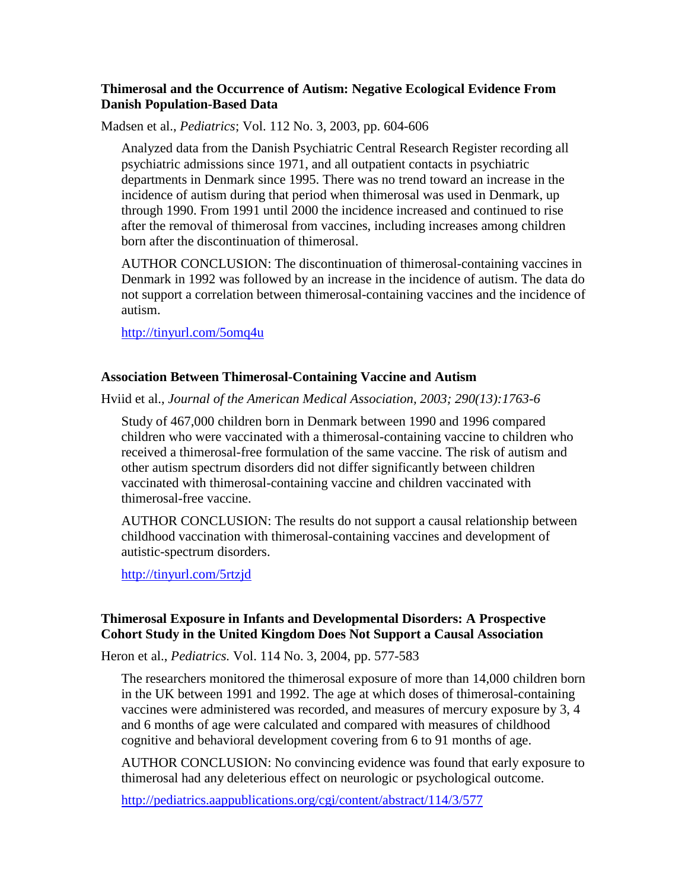**Thimerosal and the Occurrence of Autism: Negative Ecological Evidence From Danish Population-Based Data**

Madsen et al., *Pediatrics*; Vol. 112 No. 3, 2003, pp. 604-606

> Analyzed data from the Danish Psychiatric Central Research Register recording all psychiatric admissions since 1971, and all outpatient contacts in psychiatric departments in Denmark since 1995. There was no trend toward an increase in the incidence of autism during that period when thimerosal was used in Denmark, up through 1990. From 1991 until 2000 the incidence increased and continued to rise after the removal of thimerosal from vaccines, including increases among children born after the discontinuation of thimerosal.
>
> AUTHOR CONCLUSION: The discontinuation of thimerosal-containing vaccines in Denmark in 1992 was followed by an increase in the incidence of autism. The data do not support a correlation between thimerosal-containing vaccines and the incidence of autism.
>
> http://tinyurl.com/5omq4u

**Association Between Thimerosal-Containing Vaccine and Autism**

Hviid et al., *Journal of the American Medical Association, 2003; 290(13):1763-6*

> Study of 467,000 children born in Denmark between 1990 and 1996 compared children who were vaccinated with a thimerosal-containing vaccine to children who received a thimerosal-free formulation of the same vaccine. The risk of autism and other autism spectrum disorders did not differ significantly between children vaccinated with thimerosal-containing vaccine and children vaccinated with thimerosal-free vaccine.
>
> AUTHOR CONCLUSION: The results do not support a causal relationship between childhood vaccination with thimerosal-containing vaccines and development of autistic-spectrum disorders.
>
> http://tinyurl.com/5rtzjd

**Thimerosal Exposure in Infants and Developmental Disorders: A Prospective Cohort Study in the United Kingdom Does Not Support a Causal Association**

Heron et al., *Pediatrics.* Vol. 114 No. 3, 2004, pp. 577-583

> The researchers monitored the thimerosal exposure of more than 14,000 children born in the UK between 1991 and 1992. The age at which doses of thimerosal-containing vaccines were administered was recorded, and measures of mercury exposure by 3, 4 and 6 months of age were calculated and compared with measures of childhood cognitive and behavioral development covering from 6 to 91 months of age.
>
> AUTHOR CONCLUSION: No convincing evidence was found that early exposure to thimerosal had any deleterious effect on neurologic or psychological outcome.
>
> http://pediatrics.aappublications.org/cgi/content/abstract/114/3/577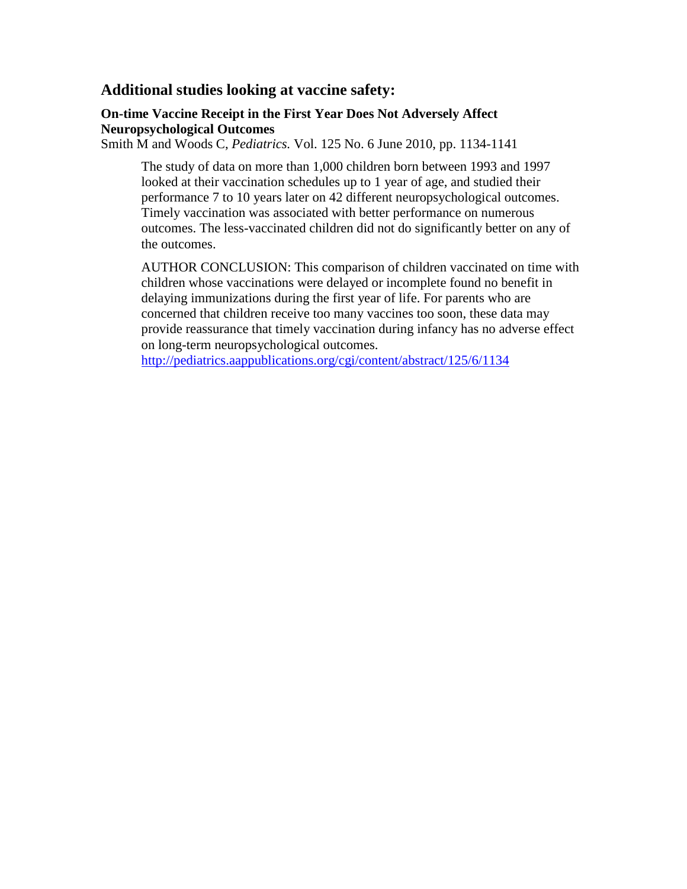## Additional studies looking at vaccine safety:

**On-time Vaccine Receipt in the First Year Does Not Adversely Affect Neuropsychological Outcomes**
Smith M and Woods C, *Pediatrics.* Vol. 125 No. 6 June 2010, pp. 1134-1141

> The study of data on more than 1,000 children born between 1993 and 1997 looked at their vaccination schedules up to 1 year of age, and studied their performance 7 to 10 years later on 42 different neuropsychological outcomes. Timely vaccination was associated with better performance on numerous outcomes. The less-vaccinated children did not do significantly better on any of the outcomes.
>
> AUTHOR CONCLUSION: This comparison of children vaccinated on time with children whose vaccinations were delayed or incomplete found no benefit in delaying immunizations during the first year of life. For parents who are concerned that children receive too many vaccines too soon, these data may provide reassurance that timely vaccination during infancy has no adverse effect on long-term neuropsychological outcomes.
> http://pediatrics.aappublications.org/cgi/content/abstract/125/6/1134